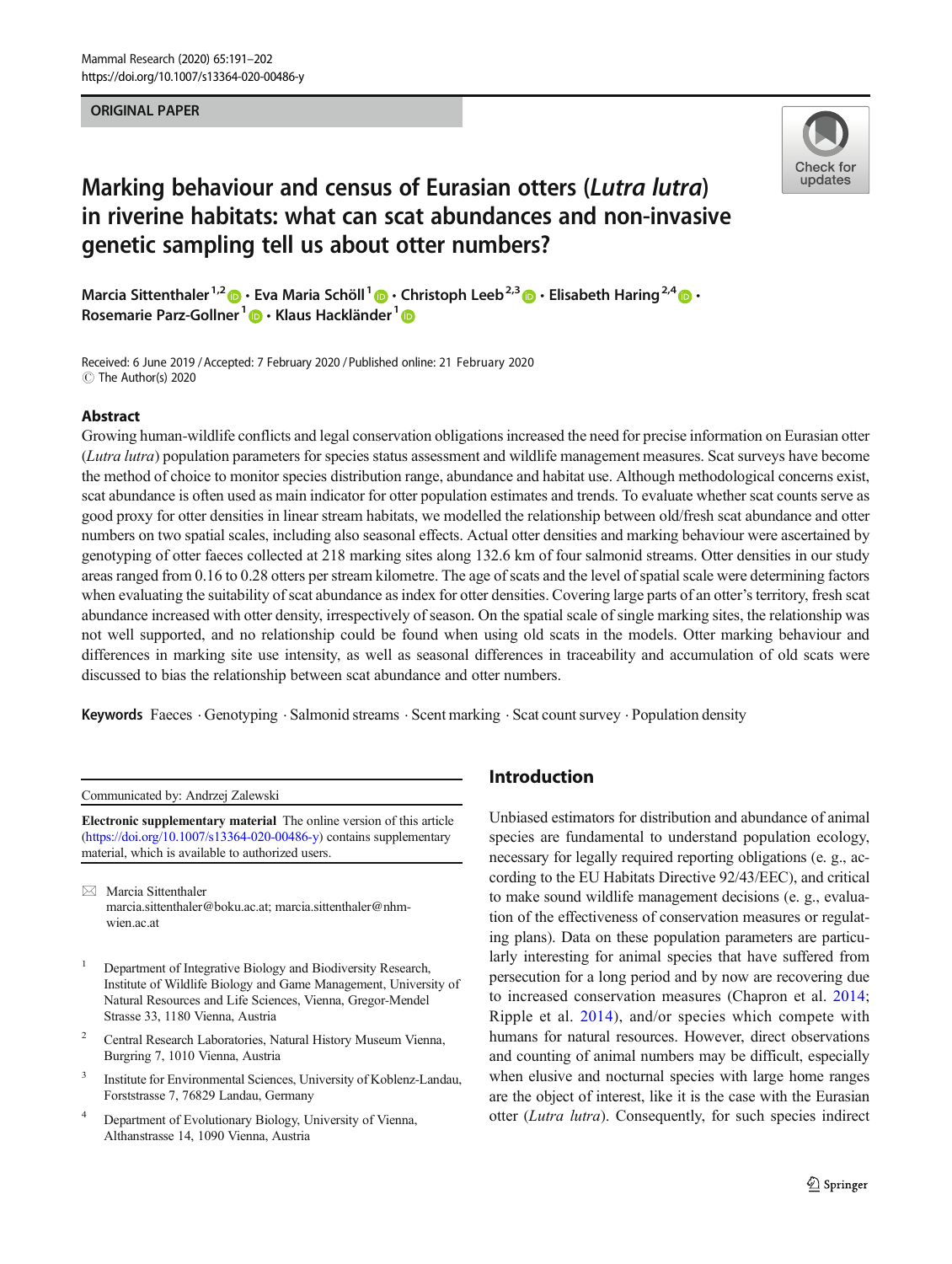ORIGINAL PAPER

# Marking behaviour and census of Eurasian otters (*Lutra lutra*) in riverine habitats: what can scat abundances and non-invasive genetic sampling tell us about otter numbers?

Marcia Sittenthaler[1,2] · Eva Maria Schöll[1] · Christoph Leeb[2,3] · Elisabeth Haring[2,4] · Rosemarie Parz-Gollner[1] · Klaus Hackländer[1]

Received: 6 June 2019 / Accepted: 7 February 2020 / Published online: 21 February 2020
© The Author(s) 2020

## Abstract

Growing human-wildlife conflicts and legal conservation obligations increased the need for precise information on Eurasian otter (*Lutra lutra*) population parameters for species status assessment and wildlife management measures. Scat surveys have become the method of choice to monitor species distribution range, abundance and habitat use. Although methodological concerns exist, scat abundance is often used as main indicator for otter population estimates and trends. To evaluate whether scat counts serve as good proxy for otter densities in linear stream habitats, we modelled the relationship between old/fresh scat abundance and otter numbers on two spatial scales, including also seasonal effects. Actual otter densities and marking behaviour were ascertained by genotyping of otter faeces collected at 218 marking sites along 132.6 km of four salmonid streams. Otter densities in our study areas ranged from 0.16 to 0.28 otters per stream kilometre. The age of scats and the level of spatial scale were determining factors when evaluating the suitability of scat abundance as index for otter densities. Covering large parts of an otter's territory, fresh scat abundance increased with otter density, irrespectively of season. On the spatial scale of single marking sites, the relationship was not well supported, and no relationship could be found when using old scats in the models. Otter marking behaviour and differences in marking site use intensity, as well as seasonal differences in traceability and accumulation of old scats were discussed to bias the relationship between scat abundance and otter numbers.

**Keywords** Faeces · Genotyping · Salmonid streams · Scent marking · Scat count survey · Population density

Communicated by: Andrzej Zalewski

**Electronic supplementary material** The online version of this article (https://doi.org/10.1007/s13364-020-00486-y) contains supplementary material, which is available to authorized users.

✉ Marcia Sittenthaler
marcia.sittenthaler@boku.ac.at; marcia.sittenthaler@nhm-wien.ac.at

1 Department of Integrative Biology and Biodiversity Research, Institute of Wildlife Biology and Game Management, University of Natural Resources and Life Sciences, Vienna, Gregor-Mendel Strasse 33, 1180 Vienna, Austria

2 Central Research Laboratories, Natural History Museum Vienna, Burgring 7, 1010 Vienna, Austria

3 Institute for Environmental Sciences, University of Koblenz-Landau, Forststrasse 7, 76829 Landau, Germany

4 Department of Evolutionary Biology, University of Vienna, Althanstrasse 14, 1090 Vienna, Austria

## Introduction

Unbiased estimators for distribution and abundance of animal species are fundamental to understand population ecology, necessary for legally required reporting obligations (e. g., according to the EU Habitats Directive 92/43/EEC), and critical to make sound wildlife management decisions (e. g., evaluation of the effectiveness of conservation measures or regulating plans). Data on these population parameters are particularly interesting for animal species that have suffered from persecution for a long period and by now are recovering due to increased conservation measures (Chapron et al. 2014; Ripple et al. 2014), and/or species which compete with humans for natural resources. However, direct observations and counting of animal numbers may be difficult, especially when elusive and nocturnal species with large home ranges are the object of interest, like it is the case with the Eurasian otter (*Lutra lutra*). Consequently, for such species indirect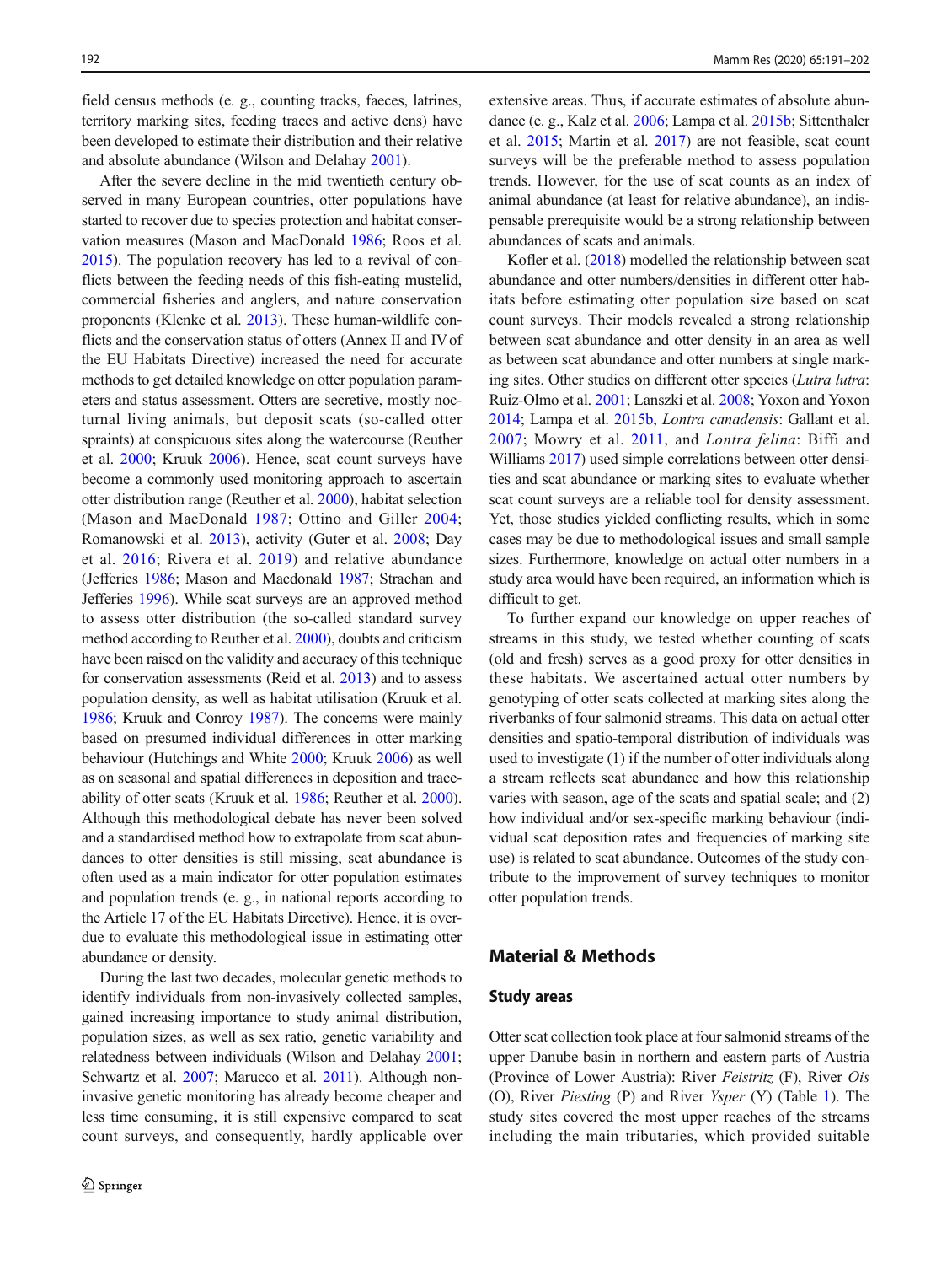field census methods (e. g., counting tracks, faeces, latrines, territory marking sites, feeding traces and active dens) have been developed to estimate their distribution and their relative and absolute abundance (Wilson and Delahay 2001).

After the severe decline in the mid twentieth century observed in many European countries, otter populations have started to recover due to species protection and habitat conservation measures (Mason and MacDonald 1986; Roos et al. 2015). The population recovery has led to a revival of conflicts between the feeding needs of this fish-eating mustelid, commercial fisheries and anglers, and nature conservation proponents (Klenke et al. 2013). These human-wildlife conflicts and the conservation status of otters (Annex II and IV of the EU Habitats Directive) increased the need for accurate methods to get detailed knowledge on otter population parameters and status assessment. Otters are secretive, mostly nocturnal living animals, but deposit scats (so-called otter spraints) at conspicuous sites along the watercourse (Reuther et al. 2000; Kruuk 2006). Hence, scat count surveys have become a commonly used monitoring approach to ascertain otter distribution range (Reuther et al. 2000), habitat selection (Mason and MacDonald 1987; Ottino and Giller 2004; Romanowski et al. 2013), activity (Guter et al. 2008; Day et al. 2016; Rivera et al. 2019) and relative abundance (Jefferies 1986; Mason and Macdonald 1987; Strachan and Jefferies 1996). While scat surveys are an approved method to assess otter distribution (the so-called standard survey method according to Reuther et al. 2000), doubts and criticism have been raised on the validity and accuracy of this technique for conservation assessments (Reid et al. 2013) and to assess population density, as well as habitat utilisation (Kruuk et al. 1986; Kruuk and Conroy 1987). The concerns were mainly based on presumed individual differences in otter marking behaviour (Hutchings and White 2000; Kruuk 2006) as well as on seasonal and spatial differences in deposition and traceability of otter scats (Kruuk et al. 1986; Reuther et al. 2000). Although this methodological debate has never been solved and a standardised method how to extrapolate from scat abundances to otter densities is still missing, scat abundance is often used as a main indicator for otter population estimates and population trends (e. g., in national reports according to the Article 17 of the EU Habitats Directive). Hence, it is overdue to evaluate this methodological issue in estimating otter abundance or density.

During the last two decades, molecular genetic methods to identify individuals from non-invasively collected samples, gained increasing importance to study animal distribution, population sizes, as well as sex ratio, genetic variability and relatedness between individuals (Wilson and Delahay 2001; Schwartz et al. 2007; Marucco et al. 2011). Although non-invasive genetic monitoring has already become cheaper and less time consuming, it is still expensive compared to scat count surveys, and consequently, hardly applicable over extensive areas. Thus, if accurate estimates of absolute abundance (e. g., Kalz et al. 2006; Lampa et al. 2015b; Sittenthaler et al. 2015; Martin et al. 2017) are not feasible, scat count surveys will be the preferable method to assess population trends. However, for the use of scat counts as an index of animal abundance (at least for relative abundance), an indispensable prerequisite would be a strong relationship between abundances of scats and animals.

Kofler et al. (2018) modelled the relationship between scat abundance and otter numbers/densities in different otter habitats before estimating otter population size based on scat count surveys. Their models revealed a strong relationship between scat abundance and otter density in an area as well as between scat abundance and otter numbers at single marking sites. Other studies on different otter species (*Lutra lutra*: Ruiz-Olmo et al. 2001; Lanszki et al. 2008; Yoxon and Yoxon 2014; Lampa et al. 2015b, *Lontra canadensis*: Gallant et al. 2007; Mowry et al. 2011, and *Lontra felina*: Biffi and Williams 2017) used simple correlations between otter densities and scat abundance or marking sites to evaluate whether scat count surveys are a reliable tool for density assessment. Yet, those studies yielded conflicting results, which in some cases may be due to methodological issues and small sample sizes. Furthermore, knowledge on actual otter numbers in a study area would have been required, an information which is difficult to get.

To further expand our knowledge on upper reaches of streams in this study, we tested whether counting of scats (old and fresh) serves as a good proxy for otter densities in these habitats. We ascertained actual otter numbers by genotyping of otter scats collected at marking sites along the riverbanks of four salmonid streams. This data on actual otter densities and spatio-temporal distribution of individuals was used to investigate (1) if the number of otter individuals along a stream reflects scat abundance and how this relationship varies with season, age of the scats and spatial scale; and (2) how individual and/or sex-specific marking behaviour (individual scat deposition rates and frequencies of marking site use) is related to scat abundance. Outcomes of the study contribute to the improvement of survey techniques to monitor otter population trends.

## Material & Methods

### Study areas

Otter scat collection took place at four salmonid streams of the upper Danube basin in northern and eastern parts of Austria (Province of Lower Austria): River *Feistritz* (F), River *Ois* (O), River *Piesting* (P) and River *Ysper* (Y) (Table 1). The study sites covered the most upper reaches of the streams including the main tributaries, which provided suitable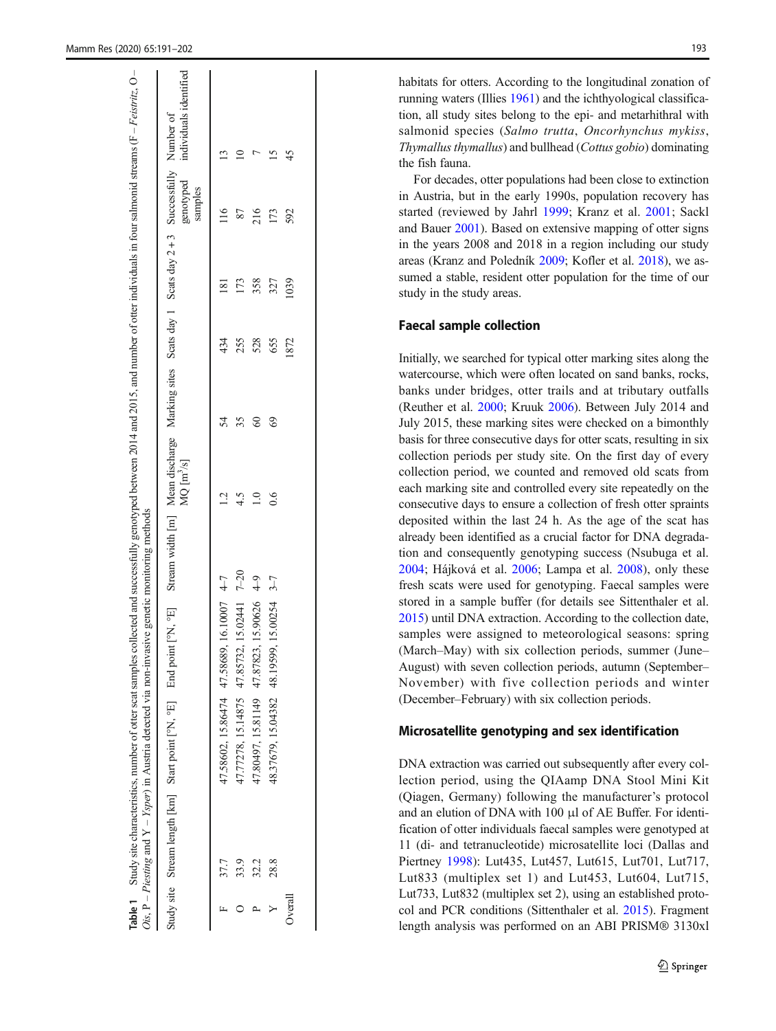**Table 1** Study site characteristics, number of otter scat samples collected and successfully genotyped between 2014 and 2015, and number of otter individuals in four salmonid streams (F – *Feistritz*, O – *Ois*, P – *Piesting* and Y – *Ysper*) in Austria detected via non-invasive genetic monitoring methods

| Study site | Stream length [km] | Start point [°N, °E] | End point [°N, °E] | Stream width [m] | Mean discharge MQ [m³/s] | Marking sites | Scats day 1 | Scats day 2 + 3 | Successfully genotyped samples | Number of individuals identified |
|---|---|---|---|---|---|---|---|---|---|---|
| F | 37.7 | 47.58602, 15.86474 | 47.58689, 16.10007 | 4–7 | 1.2 | 54 | 434 | 181 | 116 | 13 |
| O | 33.9 | 47.77278, 15.14875 | 47.85732, 15.02441 | 7–20 | 4.5 | 35 | 255 | 173 | 87 | 10 |
| P | 32.2 | 47.80497, 15.81149 | 47.87823, 15.90626 | 4–9 | 1.0 | 60 | 528 | 358 | 216 | 7 |
| Y | 28.8 | 48.37679, 15.04382 | 48.19599, 15.00254 | 3–7 | 0.6 | 69 | 655 | 327 | 173 | 15 |
| Overall | | | | | | | 1872 | 1039 | 592 | 45 |

habitats for otters. According to the longitudinal zonation of running waters (Illies 1961) and the ichthyological classification, all study sites belong to the epi- and metarhithral with salmonid species (*Salmo trutta*, *Oncorhynchus mykiss*, *Thymallus thymallus*) and bullhead (*Cottus gobio*) dominating the fish fauna.

For decades, otter populations had been close to extinction in Austria, but in the early 1990s, population recovery has started (reviewed by Jahrl 1999; Kranz et al. 2001; Sackl and Bauer 2001). Based on extensive mapping of otter signs in the years 2008 and 2018 in a region including our study areas (Kranz and Poledník 2009; Kofler et al. 2018), we assumed a stable, resident otter population for the time of our study in the study areas.

## Faecal sample collection

Initially, we searched for typical otter marking sites along the watercourse, which were often located on sand banks, rocks, banks under bridges, otter trails and at tributary outfalls (Reuther et al. 2000; Kruuk 2006). Between July 2014 and July 2015, these marking sites were checked on a bimonthly basis for three consecutive days for otter scats, resulting in six collection periods per study site. On the first day of every collection period, we counted and removed old scats from each marking site and controlled every site repeatedly on the consecutive days to ensure a collection of fresh otter spraints deposited within the last 24 h. As the age of the scat has already been identified as a crucial factor for DNA degradation and consequently genotyping success (Nsubuga et al. 2004; Hájková et al. 2006; Lampa et al. 2008), only these fresh scats were used for genotyping. Faecal samples were stored in a sample buffer (for details see Sittenthaler et al. 2015) until DNA extraction. According to the collection date, samples were assigned to meteorological seasons: spring (March–May) with six collection periods, summer (June–August) with seven collection periods, autumn (September–November) with five collection periods and winter (December–February) with six collection periods.

## Microsatellite genotyping and sex identification

DNA extraction was carried out subsequently after every collection period, using the QIAamp DNA Stool Mini Kit (Qiagen, Germany) following the manufacturer's protocol and an elution of DNA with 100 µl of AE Buffer. For identification of otter individuals faecal samples were genotyped at 11 (di- and tetranucleotide) microsatellite loci (Dallas and Piertney 1998): Lut435, Lut457, Lut615, Lut701, Lut717, Lut833 (multiplex set 1) and Lut453, Lut604, Lut715, Lut733, Lut832 (multiplex set 2), using an established protocol and PCR conditions (Sittenthaler et al. 2015). Fragment length analysis was performed on an ABI PRISM® 3130xl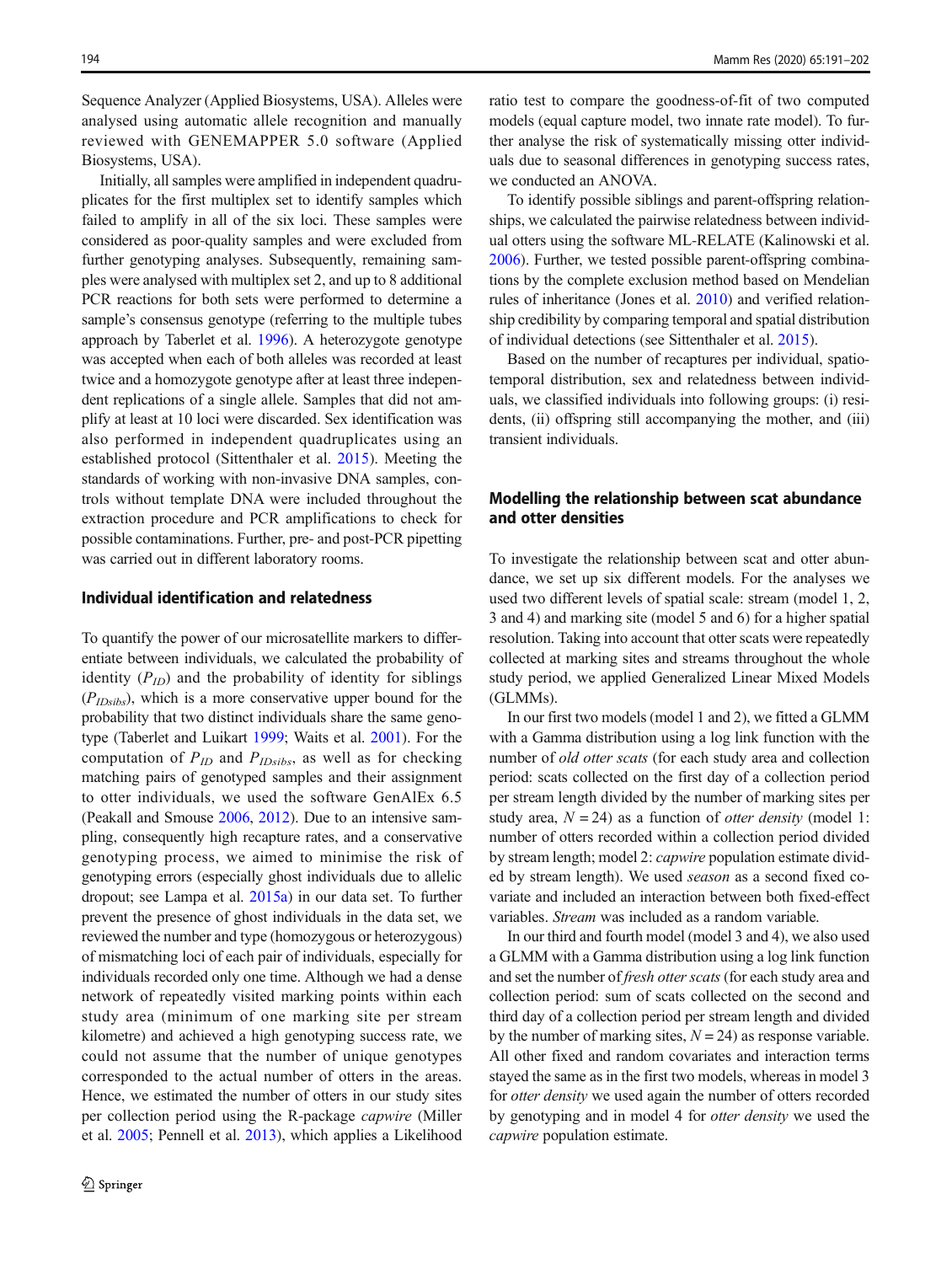Sequence Analyzer (Applied Biosystems, USA). Alleles were analysed using automatic allele recognition and manually reviewed with GENEMAPPER 5.0 software (Applied Biosystems, USA).

Initially, all samples were amplified in independent quadruplicates for the first multiplex set to identify samples which failed to amplify in all of the six loci. These samples were considered as poor-quality samples and were excluded from further genotyping analyses. Subsequently, remaining samples were analysed with multiplex set 2, and up to 8 additional PCR reactions for both sets were performed to determine a sample's consensus genotype (referring to the multiple tubes approach by Taberlet et al. 1996). A heterozygote genotype was accepted when each of both alleles was recorded at least twice and a homozygote genotype after at least three independent replications of a single allele. Samples that did not amplify at least at 10 loci were discarded. Sex identification was also performed in independent quadruplicates using an established protocol (Sittenthaler et al. 2015). Meeting the standards of working with non-invasive DNA samples, controls without template DNA were included throughout the extraction procedure and PCR amplifications to check for possible contaminations. Further, pre- and post-PCR pipetting was carried out in different laboratory rooms.

### Individual identification and relatedness

To quantify the power of our microsatellite markers to differentiate between individuals, we calculated the probability of identity ($P_{ID}$) and the probability of identity for siblings ($P_{IDsibs}$), which is a more conservative upper bound for the probability that two distinct individuals share the same genotype (Taberlet and Luikart 1999; Waits et al. 2001). For the computation of $P_{ID}$ and $P_{IDsibs}$, as well as for checking matching pairs of genotyped samples and their assignment to otter individuals, we used the software GenAlEx 6.5 (Peakall and Smouse 2006, 2012). Due to an intensive sampling, consequently high recapture rates, and a conservative genotyping process, we aimed to minimise the risk of genotyping errors (especially ghost individuals due to allelic dropout; see Lampa et al. 2015a) in our data set. To further prevent the presence of ghost individuals in the data set, we reviewed the number and type (homozygous or heterozygous) of mismatching loci of each pair of individuals, especially for individuals recorded only one time. Although we had a dense network of repeatedly visited marking points within each study area (minimum of one marking site per stream kilometre) and achieved a high genotyping success rate, we could not assume that the number of unique genotypes corresponded to the actual number of otters in the areas. Hence, we estimated the number of otters in our study sites per collection period using the R-package *capwire* (Miller et al. 2005; Pennell et al. 2013), which applies a Likelihood ratio test to compare the goodness-of-fit of two computed models (equal capture model, two innate rate model). To further analyse the risk of systematically missing otter individuals due to seasonal differences in genotyping success rates, we conducted an ANOVA.

To identify possible siblings and parent-offspring relationships, we calculated the pairwise relatedness between individual otters using the software ML-RELATE (Kalinowski et al. 2006). Further, we tested possible parent-offspring combinations by the complete exclusion method based on Mendelian rules of inheritance (Jones et al. 2010) and verified relationship credibility by comparing temporal and spatial distribution of individual detections (see Sittenthaler et al. 2015).

Based on the number of recaptures per individual, spatio-temporal distribution, sex and relatedness between individuals, we classified individuals into following groups: (i) residents, (ii) offspring still accompanying the mother, and (iii) transient individuals.

### Modelling the relationship between scat abundance and otter densities

To investigate the relationship between scat and otter abundance, we set up six different models. For the analyses we used two different levels of spatial scale: stream (model 1, 2, 3 and 4) and marking site (model 5 and 6) for a higher spatial resolution. Taking into account that otter scats were repeatedly collected at marking sites and streams throughout the whole study period, we applied Generalized Linear Mixed Models (GLMMs).

In our first two models (model 1 and 2), we fitted a GLMM with a Gamma distribution using a log link function with the number of *old otter scats* (for each study area and collection period: scats collected on the first day of a collection period per stream length divided by the number of marking sites per study area, $N = 24$) as a function of *otter density* (model 1: number of otters recorded within a collection period divided by stream length; model 2: *capwire* population estimate divided by stream length). We used *season* as a second fixed covariate and included an interaction between both fixed-effect variables. *Stream* was included as a random variable.

In our third and fourth model (model 3 and 4), we also used a GLMM with a Gamma distribution using a log link function and set the number of *fresh otter scats* (for each study area and collection period: sum of scats collected on the second and third day of a collection period per stream length and divided by the number of marking sites, $N = 24$) as response variable. All other fixed and random covariates and interaction terms stayed the same as in the first two models, whereas in model 3 for *otter density* we used again the number of otters recorded by genotyping and in model 4 for *otter density* we used the *capwire* population estimate.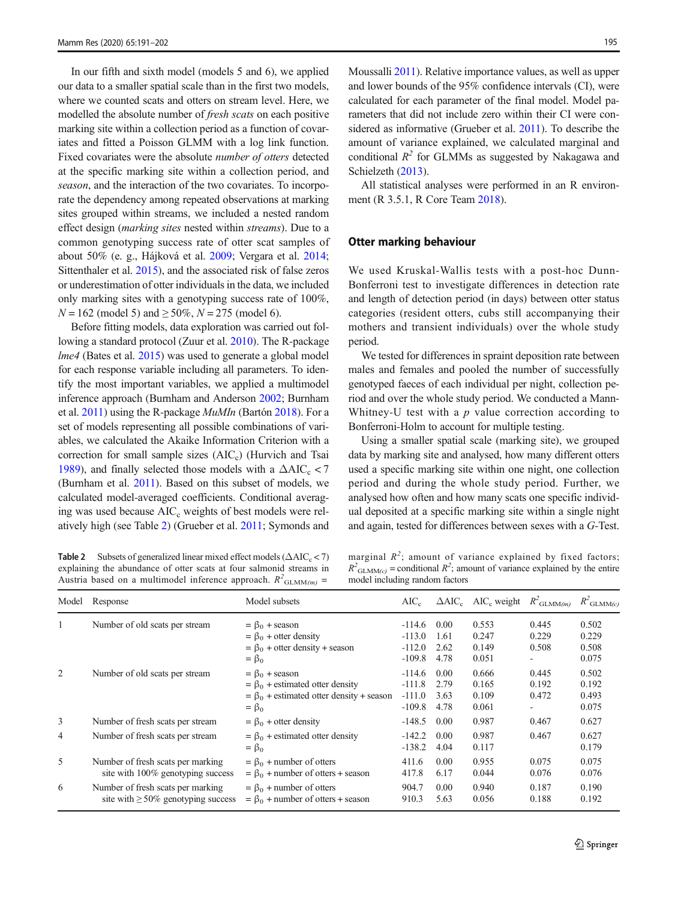In our fifth and sixth model (models 5 and 6), we applied our data to a smaller spatial scale than in the first two models, where we counted scats and otters on stream level. Here, we modelled the absolute number of *fresh scats* on each positive marking site within a collection period as a function of covariates and fitted a Poisson GLMM with a log link function. Fixed covariates were the absolute *number of otters* detected at the specific marking site within a collection period, and *season*, and the interaction of the two covariates. To incorporate the dependency among repeated observations at marking sites grouped within streams, we included a nested random effect design (*marking sites* nested within *streams*). Due to a common genotyping success rate of otter scat samples of about 50% (e. g., Hájková et al. 2009; Vergara et al. 2014; Sittenthaler et al. 2015), and the associated risk of false zeros or underestimation of otter individuals in the data, we included only marking sites with a genotyping success rate of 100%, $N = 162$ (model 5) and $\geq 50\%$, $N = 275$ (model 6).

Before fitting models, data exploration was carried out following a standard protocol (Zuur et al. 2010). The R-package *lme4* (Bates et al. 2015) was used to generate a global model for each response variable including all parameters. To identify the most important variables, we applied a multimodel inference approach (Burnham and Anderson 2002; Burnham et al. 2011) using the R-package *MuMIn* (Bartón 2018). For a set of models representing all possible combinations of variables, we calculated the Akaike Information Criterion with a correction for small sample sizes ($AIC_c$) (Hurvich and Tsai 1989), and finally selected those models with a $\Delta AIC_c < 7$ (Burnham et al. 2011). Based on this subset of models, we calculated model-averaged coefficients. Conditional averaging was used because $AIC_c$ weights of best models were relatively high (see Table 2) (Grueber et al. 2011; Symonds and Moussalli 2011). Relative importance values, as well as upper and lower bounds of the 95% confidence intervals (CI), were calculated for each parameter of the final model. Model parameters that did not include zero within their CI were considered as informative (Grueber et al. 2011). To describe the amount of variance explained, we calculated marginal and conditional $R^2$ for GLMMs as suggested by Nakagawa and Schielzeth (2013).

All statistical analyses were performed in an R environment (R 3.5.1, R Core Team 2018).

## Otter marking behaviour

We used Kruskal-Wallis tests with a post-hoc Dunn-Bonferroni test to investigate differences in detection rate and length of detection period (in days) between otter status categories (resident otters, cubs still accompanying their mothers and transient individuals) over the whole study period.

We tested for differences in spraint deposition rate between males and females and pooled the number of successfully genotyped faeces of each individual per night, collection period and over the whole study period. We conducted a Mann-Whitney-U test with a $p$ value correction according to Bonferroni-Holm to account for multiple testing.

Using a smaller spatial scale (marking site), we grouped data by marking site and analysed, how many different otters used a specific marking site within one night, one collection period and during the whole study period. Further, we analysed how often and how many scats one specific individual deposited at a specific marking site within a single night and again, tested for differences between sexes with a *G*-Test.

**Table 2** Subsets of generalized linear mixed effect models ($\Delta AIC_c < 7$) explaining the abundance of otter scats at four salmonid streams in Austria based on a multimodel inference approach. $R^2_{GLMM(m)}$ = marginal $R^2$; amount of variance explained by fixed factors; $R^2_{GLMM(c)}$ = conditional $R^2$; amount of variance explained by the entire model including random factors

| Model | Response | Model subsets | $AIC_c$ | $\Delta AIC_c$ | $AIC_c$ weight | $R^2_{GLMM(m)}$ | $R^2_{GLMM(c)}$ |
|---|---|---|---|---|---|---|---|
| 1 | Number of old scats per stream | $= \beta_0$ + season | -114.6 | 0.00 | 0.553 | 0.445 | 0.502 |
| | | $= \beta_0$ + otter density | -113.0 | 1.61 | 0.247 | 0.229 | 0.229 |
| | | $= \beta_0$ + otter density + season | -112.0 | 2.62 | 0.149 | 0.508 | 0.508 |
| | | $= \beta_0$ | -109.8 | 4.78 | 0.051 | - | 0.075 |
| 2 | Number of old scats per stream | $= \beta_0$ + season | -114.6 | 0.00 | 0.666 | 0.445 | 0.502 |
| | | $= \beta_0$ + estimated otter density | -111.8 | 2.79 | 0.165 | 0.192 | 0.192 |
| | | $= \beta_0$ + estimated otter density + season | -111.0 | 3.63 | 0.109 | 0.472 | 0.493 |
| | | $= \beta_0$ | -109.8 | 4.78 | 0.061 | - | 0.075 |
| 3 | Number of fresh scats per stream | $= \beta_0$ + otter density | -148.5 | 0.00 | 0.987 | 0.467 | 0.627 |
| 4 | Number of fresh scats per stream | $= \beta_0$ + estimated otter density | -142.2 | 0.00 | 0.987 | 0.467 | 0.627 |
| | | $= \beta_0$ | -138.2 | 4.04 | 0.117 | | 0.179 |
| 5 | Number of fresh scats per marking site with 100% genotyping success | $= \beta_0$ + number of otters | 411.6 | 0.00 | 0.955 | 0.075 | 0.075 |
| | | $= \beta_0$ + number of otters + season | 417.8 | 6.17 | 0.044 | 0.076 | 0.076 |
| 6 | Number of fresh scats per marking site with $\geq 50\%$ genotyping success | $= \beta_0$ + number of otters | 904.7 | 0.00 | 0.940 | 0.187 | 0.190 |
| | | $= \beta_0$ + number of otters + season | 910.3 | 5.63 | 0.056 | 0.188 | 0.192 |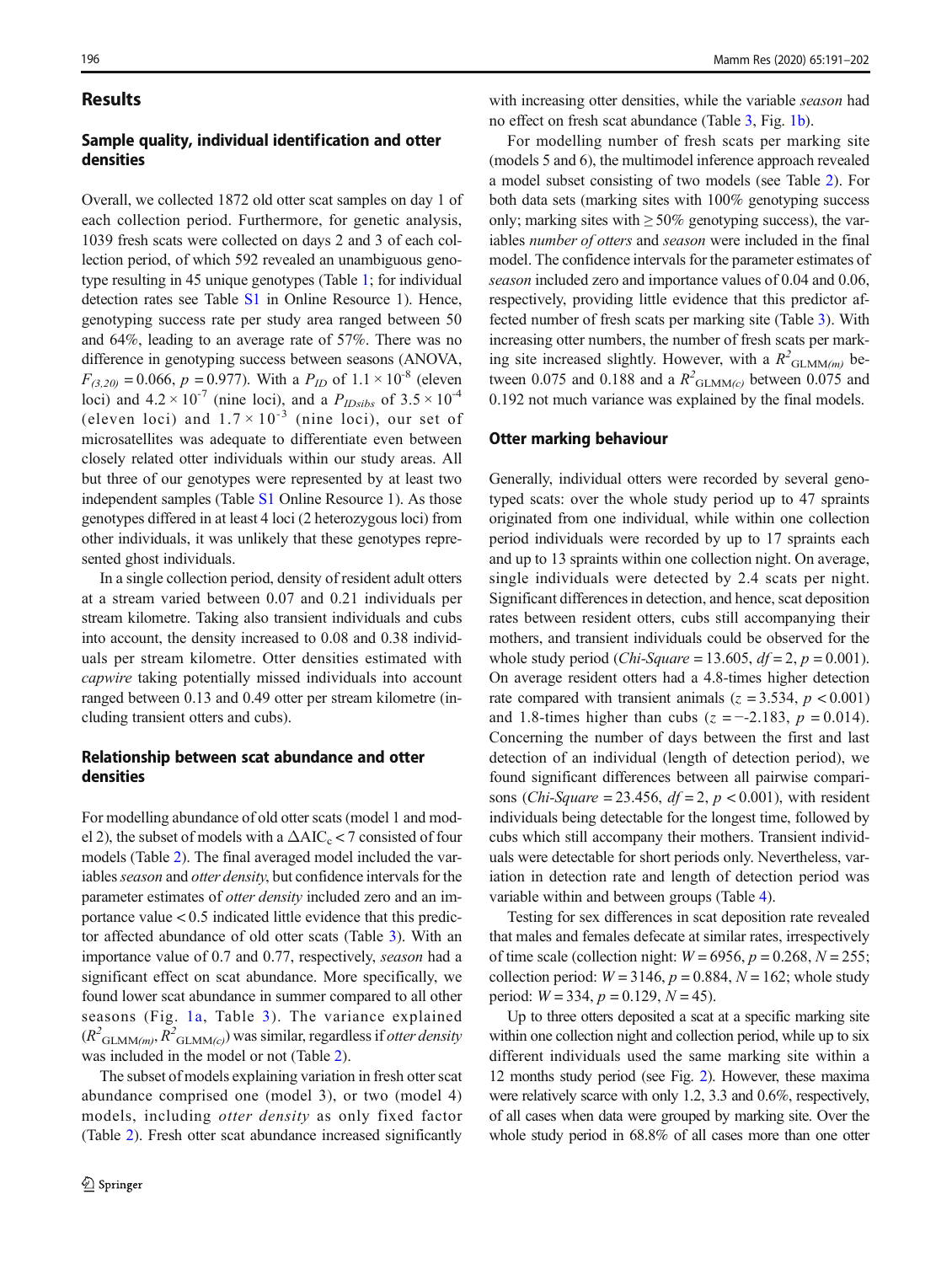## Results

### Sample quality, individual identification and otter densities

Overall, we collected 1872 old otter scat samples on day 1 of each collection period. Furthermore, for genetic analysis, 1039 fresh scats were collected on days 2 and 3 of each collection period, of which 592 revealed an unambiguous genotype resulting in 45 unique genotypes (Table 1; for individual detection rates see Table S1 in Online Resource 1). Hence, genotyping success rate per study area ranged between 50 and 64%, leading to an average rate of 57%. There was no difference in genotyping success between seasons (ANOVA, $F_{(3,20)} = 0.066$, $p = 0.977$). With a $P_{ID}$ of $1.1 \times 10^{-8}$ (eleven loci) and $4.2 \times 10^{-7}$ (nine loci), and a $P_{IDsibs}$ of $3.5 \times 10^{-4}$ (eleven loci) and $1.7 \times 10^{-3}$ (nine loci), our set of microsatellites was adequate to differentiate even between closely related otter individuals within our study areas. All but three of our genotypes were represented by at least two independent samples (Table S1 Online Resource 1). As those genotypes differed in at least 4 loci (2 heterozygous loci) from other individuals, it was unlikely that these genotypes represented ghost individuals.

In a single collection period, density of resident adult otters at a stream varied between 0.07 and 0.21 individuals per stream kilometre. Taking also transient individuals and cubs into account, the density increased to 0.08 and 0.38 individuals per stream kilometre. Otter densities estimated with *capwire* taking potentially missed individuals into account ranged between 0.13 and 0.49 otter per stream kilometre (including transient otters and cubs).

### Relationship between scat abundance and otter densities

For modelling abundance of old otter scats (model 1 and model 2), the subset of models with a $\Delta AIC_c < 7$ consisted of four models (Table 2). The final averaged model included the variables *season* and *otter density*, but confidence intervals for the parameter estimates of *otter density* included zero and an importance value < 0.5 indicated little evidence that this predictor affected abundance of old otter scats (Table 3). With an importance value of 0.7 and 0.77, respectively, *season* had a significant effect on scat abundance. More specifically, we found lower scat abundance in summer compared to all other seasons (Fig. 1a, Table 3). The variance explained ($R^2_{GLMM(m)}$, $R^2_{GLMM(c)}$) was similar, regardless if *otter density* was included in the model or not (Table 2).

The subset of models explaining variation in fresh otter scat abundance comprised one (model 3), or two (model 4) models, including *otter density* as only fixed factor (Table 2). Fresh otter scat abundance increased significantly with increasing otter densities, while the variable *season* had no effect on fresh scat abundance (Table 3, Fig. 1b).

For modelling number of fresh scats per marking site (models 5 and 6), the multimodel inference approach revealed a model subset consisting of two models (see Table 2). For both data sets (marking sites with 100% genotyping success only; marking sites with ≥ 50% genotyping success), the variables *number of otters* and *season* were included in the final model. The confidence intervals for the parameter estimates of *season* included zero and importance values of 0.04 and 0.06, respectively, providing little evidence that this predictor affected number of fresh scats per marking site (Table 3). With increasing otter numbers, the number of fresh scats per marking site increased slightly. However, with a $R^2_{GLMM(m)}$ between 0.075 and 0.188 and a $R^2_{GLMM(c)}$ between 0.075 and 0.192 not much variance was explained by the final models.

### Otter marking behaviour

Generally, individual otters were recorded by several genotyped scats: over the whole study period up to 47 spraints originated from one individual, while within one collection period individuals were recorded by up to 17 spraints each and up to 13 spraints within one collection night. On average, single individuals were detected by 2.4 scats per night. Significant differences in detection, and hence, scat deposition rates between resident otters, cubs still accompanying their mothers, and transient individuals could be observed for the whole study period (*Chi-Square* = 13.605, $df = 2$, $p = 0.001$). On average resident otters had a 4.8-times higher detection rate compared with transient animals ($z = 3.534$, $p < 0.001$) and 1.8-times higher than cubs ($z = -2.183$, $p = 0.014$). Concerning the number of days between the first and last detection of an individual (length of detection period), we found significant differences between all pairwise comparisons (*Chi-Square* = 23.456, $df = 2$, $p < 0.001$), with resident individuals being detectable for the longest time, followed by cubs which still accompany their mothers. Transient individuals were detectable for short periods only. Nevertheless, variation in detection rate and length of detection period was variable within and between groups (Table 4).

Testing for sex differences in scat deposition rate revealed that males and females defecate at similar rates, irrespectively of time scale (collection night: $W = 6956$, $p = 0.268$, $N = 255$; collection period: $W = 3146$, $p = 0.884$, $N = 162$; whole study period: $W = 334$, $p = 0.129$, $N = 45$).

Up to three otters deposited a scat at a specific marking site within one collection night and collection period, while up to six different individuals used the same marking site within a 12 months study period (see Fig. 2). However, these maxima were relatively scarce with only 1.2, 3.3 and 0.6%, respectively, of all cases when data were grouped by marking site. Over the whole study period in 68.8% of all cases more than one otter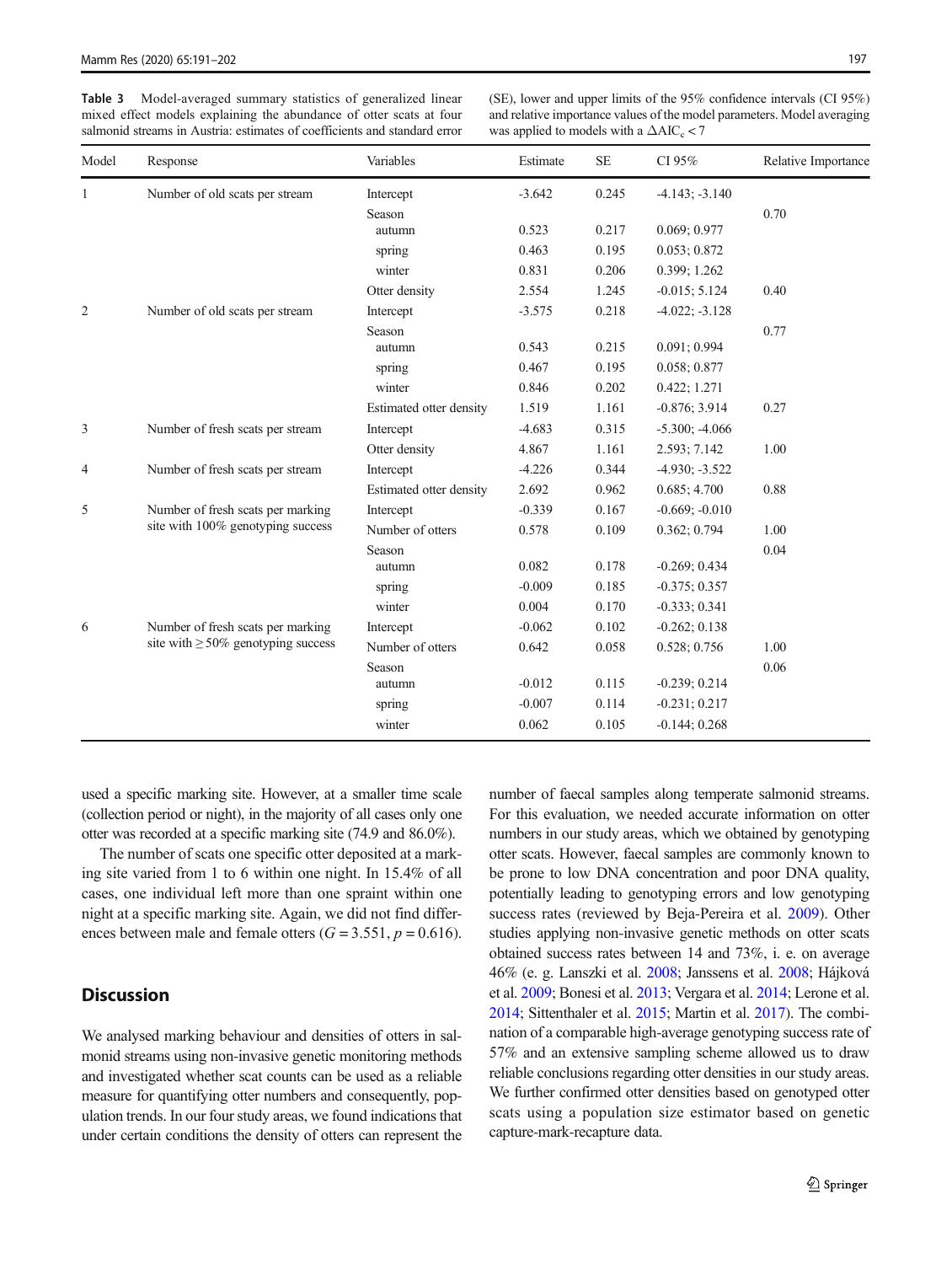**Table 3** Model-averaged summary statistics of generalized linear mixed effect models explaining the abundance of otter scats at four salmonid streams in Austria: estimates of coefficients and standard error (SE), lower and upper limits of the 95% confidence intervals (CI 95%) and relative importance values of the model parameters. Model averaging was applied to models with a $\Delta AIC_c < 7$

| Model | Response | Variables | Estimate | SE | CI 95% | Relative Importance |
|---|---|---|---|---|---|---|
| 1 | Number of old scats per stream | Intercept | -3.642 | 0.245 | -4.143; -3.140 | |
| | | Season | | | | 0.70 |
| | | autumn | 0.523 | 0.217 | 0.069; 0.977 | |
| | | spring | 0.463 | 0.195 | 0.053; 0.872 | |
| | | winter | 0.831 | 0.206 | 0.399; 1.262 | |
| | | Otter density | 2.554 | 1.245 | -0.015; 5.124 | 0.40 |
| 2 | Number of old scats per stream | Intercept | -3.575 | 0.218 | -4.022; -3.128 | |
| | | Season | | | | 0.77 |
| | | autumn | 0.543 | 0.215 | 0.091; 0.994 | |
| | | spring | 0.467 | 0.195 | 0.058; 0.877 | |
| | | winter | 0.846 | 0.202 | 0.422; 1.271 | |
| | | Estimated otter density | 1.519 | 1.161 | -0.876; 3.914 | 0.27 |
| 3 | Number of fresh scats per stream | Intercept | -4.683 | 0.315 | -5.300; -4.066 | |
| | | Otter density | 4.867 | 1.161 | 2.593; 7.142 | 1.00 |
| 4 | Number of fresh scats per stream | Intercept | -4.226 | 0.344 | -4.930; -3.522 | |
| | | Estimated otter density | 2.692 | 0.962 | 0.685; 4.700 | 0.88 |
| 5 | Number of fresh scats per marking site with 100% genotyping success | Intercept | -0.339 | 0.167 | -0.669; -0.010 | |
| | | Number of otters | 0.578 | 0.109 | 0.362; 0.794 | 1.00 |
| | | Season | | | | 0.04 |
| | | autumn | 0.082 | 0.178 | -0.269; 0.434 | |
| | | spring | -0.009 | 0.185 | -0.375; 0.357 | |
| | | winter | 0.004 | 0.170 | -0.333; 0.341 | |
| 6 | Number of fresh scats per marking site with ≥ 50% genotyping success | Intercept | -0.062 | 0.102 | -0.262; 0.138 | |
| | | Number of otters | 0.642 | 0.058 | 0.528; 0.756 | 1.00 |
| | | Season | | | | 0.06 |
| | | autumn | -0.012 | 0.115 | -0.239; 0.214 | |
| | | spring | -0.007 | 0.114 | -0.231; 0.217 | |
| | | winter | 0.062 | 0.105 | -0.144; 0.268 | |

used a specific marking site. However, at a smaller time scale (collection period or night), in the majority of all cases only one otter was recorded at a specific marking site (74.9 and 86.0%).

The number of scats one specific otter deposited at a marking site varied from 1 to 6 within one night. In 15.4% of all cases, one individual left more than one spraint within one night at a specific marking site. Again, we did not find differences between male and female otters ($G = 3.551$, $p = 0.616$).

## Discussion

We analysed marking behaviour and densities of otters in salmonid streams using non-invasive genetic monitoring methods and investigated whether scat counts can be used as a reliable measure for quantifying otter numbers and consequently, population trends. In our four study areas, we found indications that under certain conditions the density of otters can represent the number of faecal samples along temperate salmonid streams. For this evaluation, we needed accurate information on otter numbers in our study areas, which we obtained by genotyping otter scats. However, faecal samples are commonly known to be prone to low DNA concentration and poor DNA quality, potentially leading to genotyping errors and low genotyping success rates (reviewed by Beja-Pereira et al. 2009). Other studies applying non-invasive genetic methods on otter scats obtained success rates between 14 and 73%, i. e. on average 46% (e. g. Lanszki et al. 2008; Janssens et al. 2008; Hájková et al. 2009; Bonesi et al. 2013; Vergara et al. 2014; Lerone et al. 2014; Sittenthaler et al. 2015; Martin et al. 2017). The combination of a comparable high-average genotyping success rate of 57% and an extensive sampling scheme allowed us to draw reliable conclusions regarding otter densities in our study areas. We further confirmed otter densities based on genotyped otter scats using a population size estimator based on genetic capture-mark-recapture data.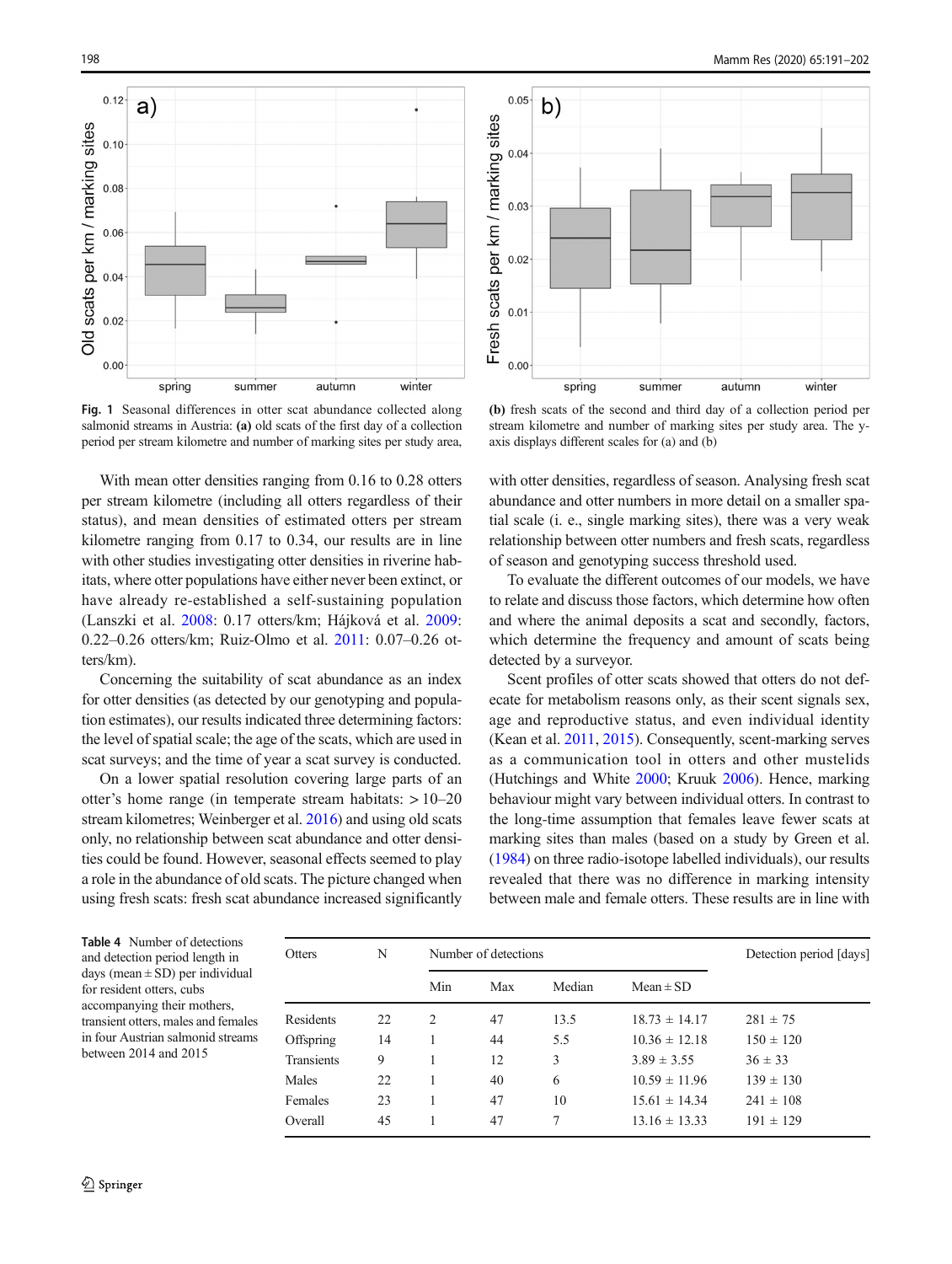Fig. 1 Seasonal differences in otter scat abundance collected along salmonid streams in Austria: **(a)** old scats of the first day of a collection period per stream kilometre and number of marking sites per study area, **(b)** fresh scats of the second and third day of a collection period per stream kilometre and number of marking sites per study area. The y-axis displays different scales for (a) and (b)

With mean otter densities ranging from 0.16 to 0.28 otters per stream kilometre (including all otters regardless of their status), and mean densities of estimated otters per stream kilometre ranging from 0.17 to 0.34, our results are in line with other studies investigating otter densities in riverine habitats, where otter populations have either never been extinct, or have already re-established a self-sustaining population (Lanszki et al. 2008: 0.17 otters/km; Hájková et al. 2009: 0.22–0.26 otters/km; Ruiz-Olmo et al. 2011: 0.07–0.26 otters/km).

Concerning the suitability of scat abundance as an index for otter densities (as detected by our genotyping and population estimates), our results indicated three determining factors: the level of spatial scale; the age of the scats, which are used in scat surveys; and the time of year a scat survey is conducted.

On a lower spatial resolution covering large parts of an otter's home range (in temperate stream habitats: > 10–20 stream kilometres; Weinberger et al. 2016) and using old scats only, no relationship between scat abundance and otter densities could be found. However, seasonal effects seemed to play a role in the abundance of old scats. The picture changed when using fresh scats: fresh scat abundance increased significantly with otter densities, regardless of season. Analysing fresh scat abundance and otter numbers in more detail on a smaller spatial scale (i. e., single marking sites), there was a very weak relationship between otter numbers and fresh scats, regardless of season and genotyping success threshold used.

To evaluate the different outcomes of our models, we have to relate and discuss those factors, which determine how often and where the animal deposits a scat and secondly, factors, which determine the frequency and amount of scats being detected by a surveyor.

Scent profiles of otter scats showed that otters do not defecate for metabolism reasons only, as their scent signals sex, age and reproductive status, and even individual identity (Kean et al. 2011, 2015). Consequently, scent-marking serves as a communication tool in otters and other mustelids (Hutchings and White 2000; Kruuk 2006). Hence, marking behaviour might vary between individual otters. In contrast to the long-time assumption that females leave fewer scats at marking sites than males (based on a study by Green et al. (1984) on three radio-isotope labelled individuals), our results revealed that there was no difference in marking intensity between male and female otters. These results are in line with

**Table 4** Number of detections and detection period length in days (mean ± SD) per individual for resident otters, cubs accompanying their mothers, transient otters, males and females in four Austrian salmonid streams between 2014 and 2015

| Otters | N | Number of detections | | | | Detection period [days] |
|---|---|---|---|---|---|---|
| | | Min | Max | Median | Mean ± SD | |
| Residents | 22 | 2 | 47 | 13.5 | 18.73 ± 14.17 | 281 ± 75 |
| Offspring | 14 | 1 | 44 | 5.5 | 10.36 ± 12.18 | 150 ± 120 |
| Transients | 9 | 1 | 12 | 3 | 3.89 ± 3.55 | 36 ± 33 |
| Males | 22 | 1 | 40 | 6 | 10.59 ± 11.96 | 139 ± 130 |
| Females | 23 | 1 | 47 | 10 | 15.61 ± 14.34 | 241 ± 108 |
| Overall | 45 | 1 | 47 | 7 | 13.16 ± 13.33 | 191 ± 129 |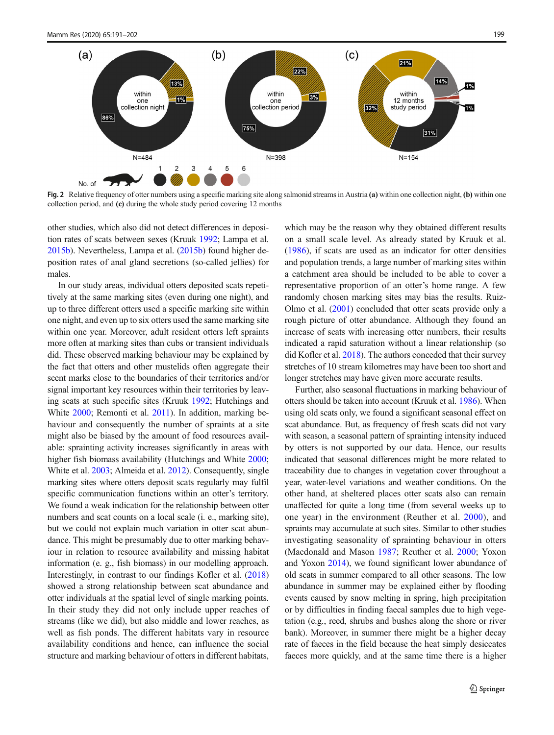Fig. 2 Relative frequency of otter numbers using a specific marking site along salmonid streams in Austria **(a)** within one collection night, **(b)** within one collection period, and **(c)** during the whole study period covering 12 months

other studies, which also did not detect differences in deposition rates of scats between sexes (Kruuk 1992; Lampa et al. 2015b). Nevertheless, Lampa et al. (2015b) found higher deposition rates of anal gland secretions (so-called jellies) for males.

In our study areas, individual otters deposited scats repetitively at the same marking sites (even during one night), and up to three different otters used a specific marking site within one night, and even up to six otters used the same marking site within one year. Moreover, adult resident otters left spraints more often at marking sites than cubs or transient individuals did. These observed marking behaviour may be explained by the fact that otters and other mustelids often aggregate their scent marks close to the boundaries of their territories and/or signal important key resources within their territories by leaving scats at such specific sites (Kruuk 1992; Hutchings and White 2000; Remonti et al. 2011). In addition, marking behaviour and consequently the number of spraints at a site might also be biased by the amount of food resources available: sprainting activity increases significantly in areas with higher fish biomass availability (Hutchings and White 2000; White et al. 2003; Almeida et al. 2012). Consequently, single marking sites where otters deposit scats regularly may fulfil specific communication functions within an otter's territory. We found a weak indication for the relationship between otter numbers and scat counts on a local scale (i. e., marking site), but we could not explain much variation in otter scat abundance. This might be presumably due to otter marking behaviour in relation to resource availability and missing habitat information (e. g., fish biomass) in our modelling approach. Interestingly, in contrast to our findings Kofler et al. (2018) showed a strong relationship between scat abundance and otter individuals at the spatial level of single marking points. In their study they did not only include upper reaches of streams (like we did), but also middle and lower reaches, as well as fish ponds. The different habitats vary in resource availability conditions and hence, can influence the social structure and marking behaviour of otters in different habitats, which may be the reason why they obtained different results on a small scale level. As already stated by Kruuk et al. (1986), if scats are used as an indicator for otter densities and population trends, a large number of marking sites within a catchment area should be included to be able to cover a representative proportion of an otter's home range. A few randomly chosen marking sites may bias the results. Ruiz-Olmo et al. (2001) concluded that otter scats provide only a rough picture of otter abundance. Although they found an increase of scats with increasing otter numbers, their results indicated a rapid saturation without a linear relationship (so did Kofler et al. 2018). The authors conceded that their survey stretches of 10 stream kilometres may have been too short and longer stretches may have given more accurate results.

Further, also seasonal fluctuations in marking behaviour of otters should be taken into account (Kruuk et al. 1986). When using old scats only, we found a significant seasonal effect on scat abundance. But, as frequency of fresh scats did not vary with season, a seasonal pattern of sprainting intensity induced by otters is not supported by our data. Hence, our results indicated that seasonal differences might be more related to traceability due to changes in vegetation cover throughout a year, water-level variations and weather conditions. On the other hand, at sheltered places otter scats also can remain unaffected for quite a long time (from several weeks up to one year) in the environment (Reuther et al. 2000), and spraints may accumulate at such sites. Similar to other studies investigating seasonality of sprainting behaviour in otters (Macdonald and Mason 1987; Reuther et al. 2000; Yoxon and Yoxon 2014), we found significant lower abundance of old scats in summer compared to all other seasons. The low abundance in summer may be explained either by flooding events caused by snow melting in spring, high precipitation or by difficulties in finding faecal samples due to high vegetation (e.g., reed, shrubs and bushes along the shore or river bank). Moreover, in summer there might be a higher decay rate of faeces in the field because the heat simply desiccates faeces more quickly, and at the same time there is a higher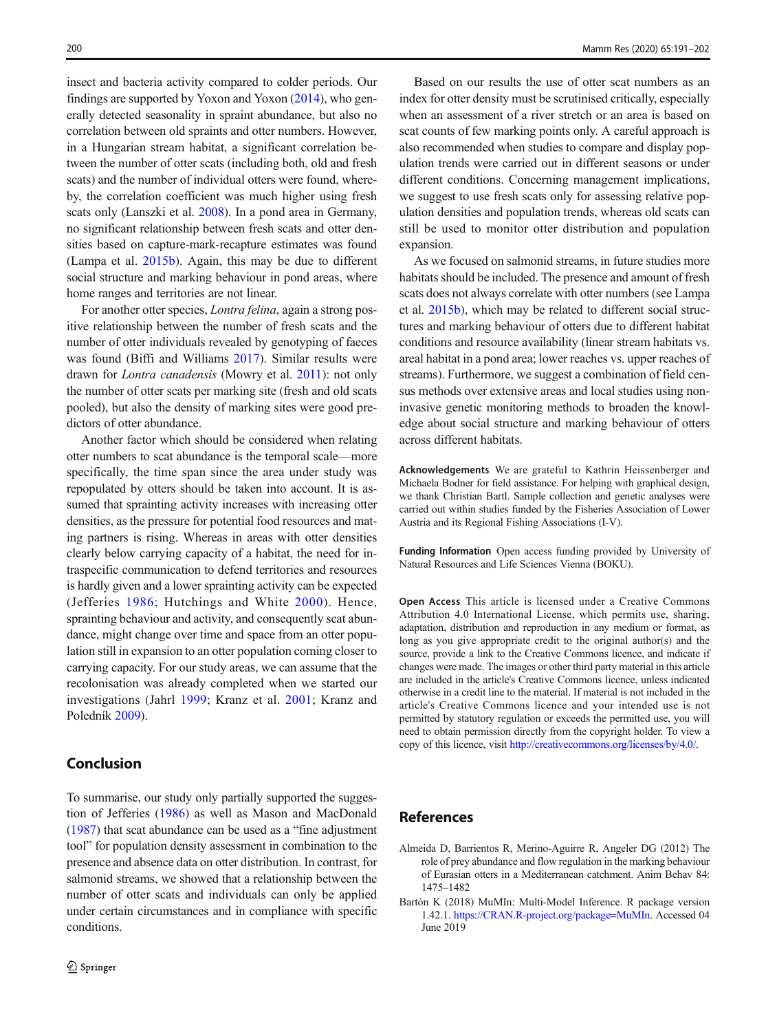insect and bacteria activity compared to colder periods. Our findings are supported by Yoxon and Yoxon (2014), who generally detected seasonality in spraint abundance, but also no correlation between old spraints and otter numbers. However, in a Hungarian stream habitat, a significant correlation between the number of otter scats (including both, old and fresh scats) and the number of individual otters were found, whereby, the correlation coefficient was much higher using fresh scats only (Lanszki et al. 2008). In a pond area in Germany, no significant relationship between fresh scats and otter densities based on capture-mark-recapture estimates was found (Lampa et al. 2015b). Again, this may be due to different social structure and marking behaviour in pond areas, where home ranges and territories are not linear.

For another otter species, *Lontra felina*, again a strong positive relationship between the number of fresh scats and the number of otter individuals revealed by genotyping of faeces was found (Biffi and Williams 2017). Similar results were drawn for *Lontra canadensis* (Mowry et al. 2011): not only the number of otter scats per marking site (fresh and old scats pooled), but also the density of marking sites were good predictors of otter abundance.

Another factor which should be considered when relating otter numbers to scat abundance is the temporal scale—more specifically, the time span since the area under study was repopulated by otters should be taken into account. It is assumed that sprainting activity increases with increasing otter densities, as the pressure for potential food resources and mating partners is rising. Whereas in areas with otter densities clearly below carrying capacity of a habitat, the need for intraspecific communication to defend territories and resources is hardly given and a lower sprainting activity can be expected (Jefferies 1986; Hutchings and White 2000). Hence, sprainting behaviour and activity, and consequently scat abundance, might change over time and space from an otter population still in expansion to an otter population coming closer to carrying capacity. For our study areas, we can assume that the recolonisation was already completed when we started our investigations (Jahrl 1999; Kranz et al. 2001; Kranz and Poledník 2009).

## Conclusion

To summarise, our study only partially supported the suggestion of Jefferies (1986) as well as Mason and MacDonald (1987) that scat abundance can be used as a "fine adjustment tool" for population density assessment in combination to the presence and absence data on otter distribution. In contrast, for salmonid streams, we showed that a relationship between the number of otter scats and individuals can only be applied under certain circumstances and in compliance with specific conditions.

Based on our results the use of otter scat numbers as an index for otter density must be scrutinised critically, especially when an assessment of a river stretch or an area is based on scat counts of few marking points only. A careful approach is also recommended when studies to compare and display population trends were carried out in different seasons or under different conditions. Concerning management implications, we suggest to use fresh scats only for assessing relative population densities and population trends, whereas old scats can still be used to monitor otter distribution and population expansion.

As we focused on salmonid streams, in future studies more habitats should be included. The presence and amount of fresh scats does not always correlate with otter numbers (see Lampa et al. 2015b), which may be related to different social structures and marking behaviour of otters due to different habitat conditions and resource availability (linear stream habitats vs. areal habitat in a pond area; lower reaches vs. upper reaches of streams). Furthermore, we suggest a combination of field census methods over extensive areas and local studies using non-invasive genetic monitoring methods to broaden the knowledge about social structure and marking behaviour of otters across different habitats.

**Acknowledgements** We are grateful to Kathrin Heissenberger and Michaela Bodner for field assistance. For helping with graphical design, we thank Christian Bartl. Sample collection and genetic analyses were carried out within studies funded by the Fisheries Association of Lower Austria and its Regional Fishing Associations (I-V).

**Funding Information** Open access funding provided by University of Natural Resources and Life Sciences Vienna (BOKU).

**Open Access** This article is licensed under a Creative Commons Attribution 4.0 International License, which permits use, sharing, adaptation, distribution and reproduction in any medium or format, as long as you give appropriate credit to the original author(s) and the source, provide a link to the Creative Commons licence, and indicate if changes were made. The images or other third party material in this article are included in the article's Creative Commons licence, unless indicated otherwise in a credit line to the material. If material is not included in the article's Creative Commons licence and your intended use is not permitted by statutory regulation or exceeds the permitted use, you will need to obtain permission directly from the copyright holder. To view a copy of this licence, visit http://creativecommons.org/licenses/by/4.0/.

## References

Almeida D, Barrientos R, Merino-Aguirre R, Angeler DG (2012) The role of prey abundance and flow regulation in the marking behaviour of Eurasian otters in a Mediterranean catchment. Anim Behav 84: 1475–1482

Bartón K (2018) MuMIn: Multi-Model Inference. R package version 1.42.1. https://CRAN.R-project.org/package=MuMIn. Accessed 04 June 2019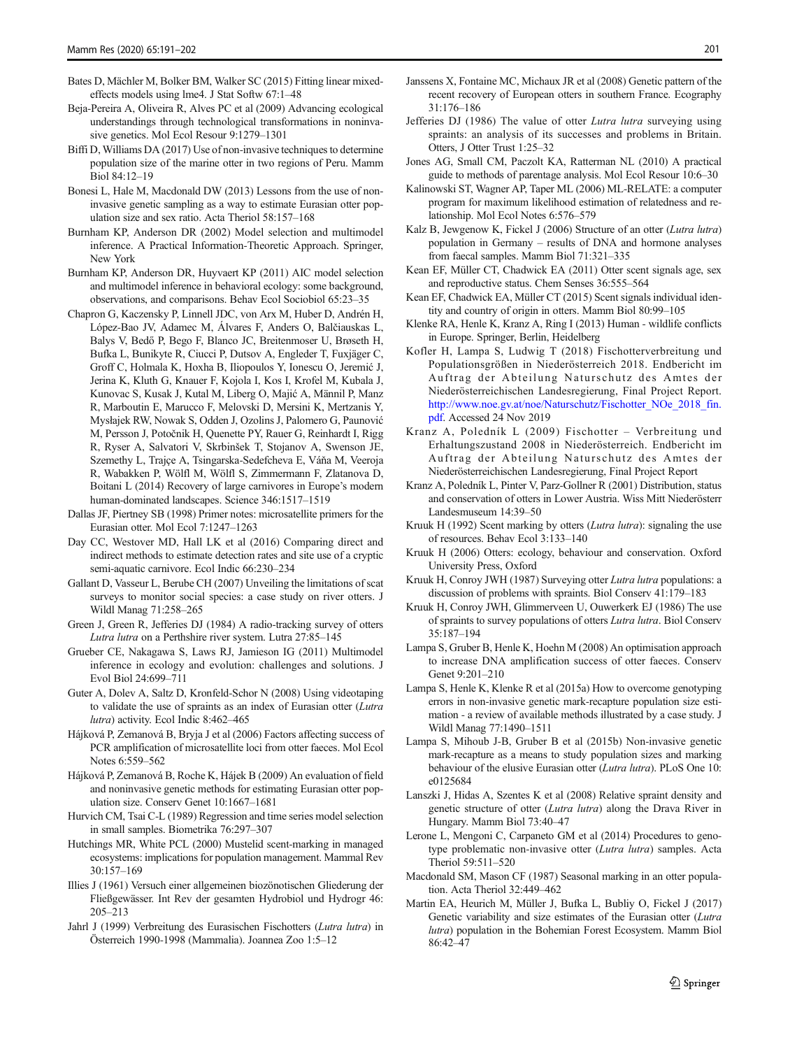Bates D, Mächler M, Bolker BM, Walker SC (2015) Fitting linear mixed-effects models using lme4. J Stat Softw 67:1–48

Beja-Pereira A, Oliveira R, Alves PC et al (2009) Advancing ecological understandings through technological transformations in noninvasive genetics. Mol Ecol Resour 9:1279–1301

Biffi D, Williams DA (2017) Use of non-invasive techniques to determine population size of the marine otter in two regions of Peru. Mamm Biol 84:12–19

Bonesi L, Hale M, Macdonald DW (2013) Lessons from the use of non-invasive genetic sampling as a way to estimate Eurasian otter population size and sex ratio. Acta Theriol 58:157–168

Burnham KP, Anderson DR (2002) Model selection and multimodel inference. A Practical Information-Theoretic Approach. Springer, New York

Burnham KP, Anderson DR, Huyvaert KP (2011) AIC model selection and multimodel inference in behavioral ecology: some background, observations, and comparisons. Behav Ecol Sociobiol 65:23–35

Chapron G, Kaczensky P, Linnell JDC, von Arx M, Huber D, Andrén H, López-Bao JV, Adamec M, Álvares F, Anders O, Balčiauskas L, Balys V, Bedő P, Bego F, Blanco JC, Breitenmoser U, Brøseth H, Bufka L, Bunikyte R, Ciucci P, Dutsov A, Engleder T, Fuxjäger C, Groff C, Holmala K, Hoxha B, Iliopoulos Y, Ionescu O, Jeremić J, Jerina K, Kluth G, Knauer F, Kojola I, Kos I, Krofel M, Kubala J, Kunovac S, Kusak J, Kutal M, Liberg O, Majić A, Männil P, Manz R, Marboutin E, Marucco F, Melovski D, Mersini K, Mertzanis Y, Mysłajek RW, Nowak S, Odden J, Ozolins J, Palomero G, Paunović M, Persson J, Potočnik H, Quenette PY, Rauer G, Reinhardt I, Rigg R, Ryser A, Salvatori V, Skrbinšek T, Stojanov A, Swenson JE, Szemethy L, Trajçe A, Tsingarska-Sedefcheva E, Váňa M, Veeroja R, Wabakken P, Wölfl M, Wölfl S, Zimmermann F, Zlatanova D, Boitani L (2014) Recovery of large carnivores in Europe's modern human-dominated landscapes. Science 346:1517–1519

Dallas JF, Piertney SB (1998) Primer notes: microsatellite primers for the Eurasian otter. Mol Ecol 7:1247–1263

Day CC, Westover MD, Hall LK et al (2016) Comparing direct and indirect methods to estimate detection rates and site use of a cryptic semi-aquatic carnivore. Ecol Indic 66:230–234

Gallant D, Vasseur L, Berube CH (2007) Unveiling the limitations of scat surveys to monitor social species: a case study on river otters. J Wildl Manag 71:258–265

Green J, Green R, Jefferies DJ (1984) A radio-tracking survey of otters *Lutra lutra* on a Perthshire river system. Lutra 27:85–145

Grueber CE, Nakagawa S, Laws RJ, Jamieson IG (2011) Multimodel inference in ecology and evolution: challenges and solutions. J Evol Biol 24:699–711

Guter A, Dolev A, Saltz D, Kronfeld-Schor N (2008) Using videotaping to validate the use of spraints as an index of Eurasian otter (*Lutra lutra*) activity. Ecol Indic 8:462–465

Hájková P, Zemanová B, Bryja J et al (2006) Factors affecting success of PCR amplification of microsatellite loci from otter faeces. Mol Ecol Notes 6:559–562

Hájková P, Zemanová B, Roche K, Hájek B (2009) An evaluation of field and noninvasive genetic methods for estimating Eurasian otter population size. Conserv Genet 10:1667–1681

Hurvich CM, Tsai C-L (1989) Regression and time series model selection in small samples. Biometrika 76:297–307

Hutchings MR, White PCL (2000) Mustelid scent-marking in managed ecosystems: implications for population management. Mammal Rev 30:157–169

Illies J (1961) Versuch einer allgemeinen biozönotischen Gliederung der Fließgewässer. Int Rev der gesamten Hydrobiol und Hydrogr 46: 205–213

Jahrl J (1999) Verbreitung des Eurasischen Fischotters (*Lutra lutra*) in Österreich 1990-1998 (Mammalia). Joannea Zoo 1:5–12

Janssens X, Fontaine MC, Michaux JR et al (2008) Genetic pattern of the recent recovery of European otters in southern France. Ecography 31:176–186

Jefferies DJ (1986) The value of otter *Lutra lutra* surveying using spraints: an analysis of its successes and problems in Britain. Otters, J Otter Trust 1:25–32

Jones AG, Small CM, Paczolt KA, Ratterman NL (2010) A practical guide to methods of parentage analysis. Mol Ecol Resour 10:6–30

Kalinowski ST, Wagner AP, Taper ML (2006) ML-RELATE: a computer program for maximum likelihood estimation of relatedness and relationship. Mol Ecol Notes 6:576–579

Kalz B, Jewgenow K, Fickel J (2006) Structure of an otter (*Lutra lutra*) population in Germany – results of DNA and hormone analyses from faecal samples. Mamm Biol 71:321–335

Kean EF, Müller CT, Chadwick EA (2011) Otter scent signals age, sex and reproductive status. Chem Senses 36:555–564

Kean EF, Chadwick EA, Müller CT (2015) Scent signals individual identity and country of origin in otters. Mamm Biol 80:99–105

Klenke RA, Henle K, Kranz A, Ring I (2013) Human - wildlife conflicts in Europe. Springer, Berlin, Heidelberg

Kofler H, Lampa S, Ludwig T (2018) Fischotterverbreitung und Populationsgrößen in Niederösterreich 2018. Endbericht im Auftrag der Abteilung Naturschutz des Amtes der Niederösterreichischen Landesregierung, Final Project Report. http://www.noe.gv.at/noe/Naturschutz/Fischotter_NOe_2018_fin.pdf. Accessed 24 Nov 2019

Kranz A, Poledník L (2009) Fischotter – Verbreitung und Erhaltungszustand 2008 in Niederösterreich. Endbericht im Auftrag der Abteilung Naturschutz des Amtes der Niederösterreichischen Landesregierung, Final Project Report

Kranz A, Poledník L, Pinter V, Parz-Gollner R (2001) Distribution, status and conservation of otters in Lower Austria. Wiss Mitt Niederösterr Landesmuseum 14:39–50

Kruuk H (1992) Scent marking by otters (*Lutra lutra*): signaling the use of resources. Behav Ecol 3:133–140

Kruuk H (2006) Otters: ecology, behaviour and conservation. Oxford University Press, Oxford

Kruuk H, Conroy JWH (1987) Surveying otter *Lutra lutra* populations: a discussion of problems with spraints. Biol Conserv 41:179–183

Kruuk H, Conroy JWH, Glimmerveen U, Ouwerkerk EJ (1986) The use of spraints to survey populations of otters *Lutra lutra*. Biol Conserv 35:187–194

Lampa S, Gruber B, Henle K, Hoehn M (2008) An optimisation approach to increase DNA amplification success of otter faeces. Conserv Genet 9:201–210

Lampa S, Henle K, Klenke R et al (2015a) How to overcome genotyping errors in non-invasive genetic mark-recapture population size estimation - a review of available methods illustrated by a case study. J Wildl Manag 77:1490–1511

Lampa S, Mihoub J-B, Gruber B et al (2015b) Non-invasive genetic mark-recapture as a means to study population sizes and marking behaviour of the elusive Eurasian otter (*Lutra lutra*). PLoS One 10: e0125684

Lanszki J, Hidas A, Szentes K et al (2008) Relative spraint density and genetic structure of otter (*Lutra lutra*) along the Drava River in Hungary. Mamm Biol 73:40–47

Lerone L, Mengoni C, Carpaneto GM et al (2014) Procedures to genotype problematic non-invasive otter (*Lutra lutra*) samples. Acta Theriol 59:511–520

Macdonald SM, Mason CF (1987) Seasonal marking in an otter population. Acta Theriol 32:449–462

Martin EA, Heurich M, Müller J, Bufka L, Bubliy O, Fickel J (2017) Genetic variability and size estimates of the Eurasian otter (*Lutra lutra*) population in the Bohemian Forest Ecosystem. Mamm Biol 86:42–47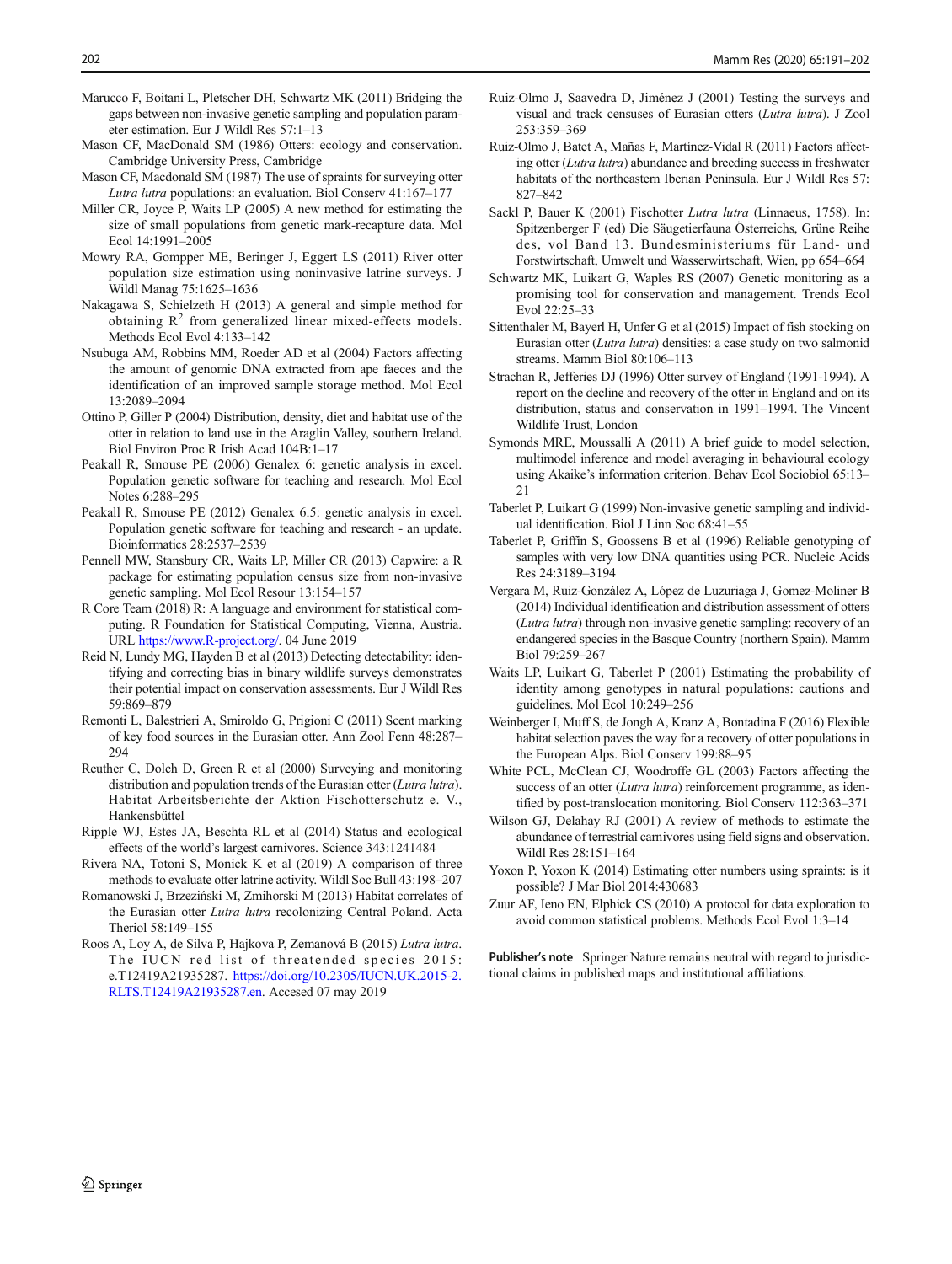Marucco F, Boitani L, Pletscher DH, Schwartz MK (2011) Bridging the gaps between non-invasive genetic sampling and population parameter estimation. Eur J Wildl Res 57:1–13

Mason CF, MacDonald SM (1986) Otters: ecology and conservation. Cambridge University Press, Cambridge

Mason CF, Macdonald SM (1987) The use of spraints for surveying otter *Lutra lutra* populations: an evaluation. Biol Conserv 41:167–177

Miller CR, Joyce P, Waits LP (2005) A new method for estimating the size of small populations from genetic mark-recapture data. Mol Ecol 14:1991–2005

Mowry RA, Gompper ME, Beringer J, Eggert LS (2011) River otter population size estimation using noninvasive latrine surveys. J Wildl Manag 75:1625–1636

Nakagawa S, Schielzeth H (2013) A general and simple method for obtaining $R^2$ from generalized linear mixed-effects models. Methods Ecol Evol 4:133–142

Nsubuga AM, Robbins MM, Roeder AD et al (2004) Factors affecting the amount of genomic DNA extracted from ape faeces and the identification of an improved sample storage method. Mol Ecol 13:2089–2094

Ottino P, Giller P (2004) Distribution, density, diet and habitat use of the otter in relation to land use in the Araglin Valley, southern Ireland. Biol Environ Proc R Irish Acad 104B:1–17

Peakall R, Smouse PE (2006) Genalex 6: genetic analysis in excel. Population genetic software for teaching and research. Mol Ecol Notes 6:288–295

Peakall R, Smouse PE (2012) Genalex 6.5: genetic analysis in excel. Population genetic software for teaching and research - an update. Bioinformatics 28:2537–2539

Pennell MW, Stansbury CR, Waits LP, Miller CR (2013) Capwire: a R package for estimating population census size from non-invasive genetic sampling. Mol Ecol Resour 13:154–157

R Core Team (2018) R: A language and environment for statistical computing. R Foundation for Statistical Computing, Vienna, Austria. URL https://www.R-project.org/. 04 June 2019

Reid N, Lundy MG, Hayden B et al (2013) Detecting detectability: identifying and correcting bias in binary wildlife surveys demonstrates their potential impact on conservation assessments. Eur J Wildl Res 59:869–879

Remonti L, Balestrieri A, Smiroldo G, Prigioni C (2011) Scent marking of key food sources in the Eurasian otter. Ann Zool Fenn 48:287–294

Reuther C, Dolch D, Green R et al (2000) Surveying and monitoring distribution and population trends of the Eurasian otter (*Lutra lutra*). Habitat Arbeitsberichte der Aktion Fischotterschutz e. V., Hankensbüttel

Ripple WJ, Estes JA, Beschta RL et al (2014) Status and ecological effects of the world's largest carnivores. Science 343:1241484

Rivera NA, Totoni S, Monick K et al (2019) A comparison of three methods to evaluate otter latrine activity. Wildl Soc Bull 43:198–207

Romanowski J, Brzeziński M, Zmihorski M (2013) Habitat correlates of the Eurasian otter *Lutra lutra* recolonizing Central Poland. Acta Theriol 58:149–155

Roos A, Loy A, de Silva P, Hajkova P, Zemanová B (2015) *Lutra lutra*. The IUCN red list of threatended species 2015: e.T12419A21935287. https://doi.org/10.2305/IUCN.UK.2015-2.RLTS.T12419A21935287.en. Accesed 07 may 2019

Ruiz-Olmo J, Saavedra D, Jiménez J (2001) Testing the surveys and visual and track censuses of Eurasian otters (*Lutra lutra*). J Zool 253:359–369

Ruiz-Olmo J, Batet A, Mañas F, Martínez-Vidal R (2011) Factors affecting otter (*Lutra lutra*) abundance and breeding success in freshwater habitats of the northeastern Iberian Peninsula. Eur J Wildl Res 57: 827–842

Sackl P, Bauer K (2001) Fischotter *Lutra lutra* (Linnaeus, 1758). In: Spitzenberger F (ed) Die Säugetierfauna Österreichs, Grüne Reihe des, vol Band 13. Bundesministeriums für Land- und Forstwirtschaft, Umwelt und Wasserwirtschaft, Wien, pp 654–664

Schwartz MK, Luikart G, Waples RS (2007) Genetic monitoring as a promising tool for conservation and management. Trends Ecol Evol 22:25–33

Sittenthaler M, Bayerl H, Unfer G et al (2015) Impact of fish stocking on Eurasian otter (*Lutra lutra*) densities: a case study on two salmonid streams. Mamm Biol 80:106–113

Strachan R, Jefferies DJ (1996) Otter survey of England (1991-1994). A report on the decline and recovery of the otter in England and on its distribution, status and conservation in 1991–1994. The Vincent Wildlife Trust, London

Symonds MRE, Moussalli A (2011) A brief guide to model selection, multimodel inference and model averaging in behavioural ecology using Akaike's information criterion. Behav Ecol Sociobiol 65:13–21

Taberlet P, Luikart G (1999) Non-invasive genetic sampling and individual identification. Biol J Linn Soc 68:41–55

Taberlet P, Griffin S, Goossens B et al (1996) Reliable genotyping of samples with very low DNA quantities using PCR. Nucleic Acids Res 24:3189–3194

Vergara M, Ruiz-González A, López de Luzuriaga J, Gomez-Moliner B (2014) Individual identification and distribution assessment of otters (*Lutra lutra*) through non-invasive genetic sampling: recovery of an endangered species in the Basque Country (northern Spain). Mamm Biol 79:259–267

Waits LP, Luikart G, Taberlet P (2001) Estimating the probability of identity among genotypes in natural populations: cautions and guidelines. Mol Ecol 10:249–256

Weinberger I, Muff S, de Jongh A, Kranz A, Bontadina F (2016) Flexible habitat selection paves the way for a recovery of otter populations in the European Alps. Biol Conserv 199:88–95

White PCL, McClean CJ, Woodroffe GL (2003) Factors affecting the success of an otter (*Lutra lutra*) reinforcement programme, as identified by post-translocation monitoring. Biol Conserv 112:363–371

Wilson GJ, Delahay RJ (2001) A review of methods to estimate the abundance of terrestrial carnivores using field signs and observation. Wildl Res 28:151–164

Yoxon P, Yoxon K (2014) Estimating otter numbers using spraints: is it possible? J Mar Biol 2014:430683

Zuur AF, Ieno EN, Elphick CS (2010) A protocol for data exploration to avoid common statistical problems. Methods Ecol Evol 1:3–14

**Publisher's note** Springer Nature remains neutral with regard to jurisdictional claims in published maps and institutional affiliations.